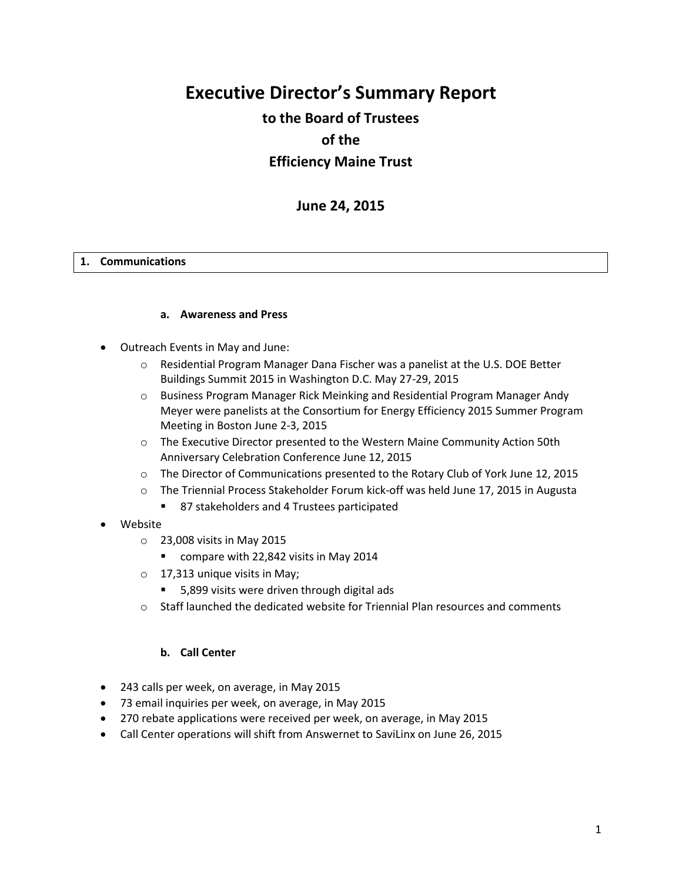# Executive Director's Summary Report

## to the Board of Trustees

## of the

## Efficiency Maine Trust

## June 24, 2015

### 1. Communications

#### a. Awareness and Press

- Outreach Events in May and June:
  - Residential Program Manager Dana Fischer was a panelist at the U.S. DOE Better Buildings Summit 2015 in Washington D.C. May 27-29, 2015
  - Business Program Manager Rick Meinking and Residential Program Manager Andy Meyer were panelists at the Consortium for Energy Efficiency 2015 Summer Program Meeting in Boston June 2-3, 2015
  - The Executive Director presented to the Western Maine Community Action 50th Anniversary Celebration Conference June 12, 2015
  - The Director of Communications presented to the Rotary Club of York June 12, 2015
  - The Triennial Process Stakeholder Forum kick-off was held June 17, 2015 in Augusta
    - 87 stakeholders and 4 Trustees participated
- Website
  - 23,008 visits in May 2015
    - compare with 22,842 visits in May 2014
  - 17,313 unique visits in May;
    - 5,899 visits were driven through digital ads
  - Staff launched the dedicated website for Triennial Plan resources and comments

#### b. Call Center

- 243 calls per week, on average, in May 2015
- 73 email inquiries per week, on average, in May 2015
- 270 rebate applications were received per week, on average, in May 2015
- Call Center operations will shift from Answernet to SaviLinx on June 26, 2015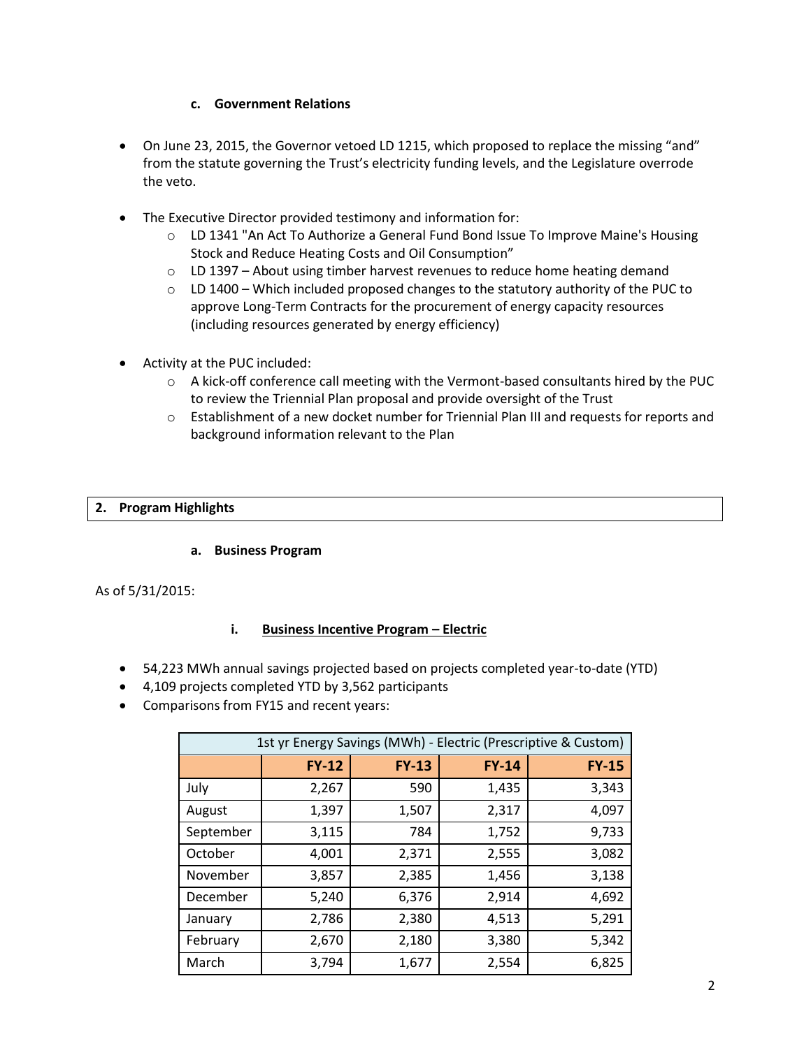### c. Government Relations

- On June 23, 2015, the Governor vetoed LD 1215, which proposed to replace the missing "and" from the statute governing the Trust's electricity funding levels, and the Legislature overrode the veto.

- The Executive Director provided testimony and information for:
  - LD 1341 "An Act To Authorize a General Fund Bond Issue To Improve Maine's Housing Stock and Reduce Heating Costs and Oil Consumption"
  - LD 1397 – About using timber harvest revenues to reduce home heating demand
  - LD 1400 – Which included proposed changes to the statutory authority of the PUC to approve Long-Term Contracts for the procurement of energy capacity resources (including resources generated by energy efficiency)

- Activity at the PUC included:
  - A kick-off conference call meeting with the Vermont-based consultants hired by the PUC to review the Triennial Plan proposal and provide oversight of the Trust
  - Establishment of a new docket number for Triennial Plan III and requests for reports and background information relevant to the Plan

## 2. Program Highlights

### a. Business Program

As of 5/31/2015:

#### i. Business Incentive Program – Electric

- 54,223 MWh annual savings projected based on projects completed year-to-date (YTD)
- 4,109 projects completed YTD by 3,562 participants
- Comparisons from FY15 and recent years:

| 1st yr Energy Savings (MWh) - Electric (Prescriptive & Custom) | | | | |
|---|---|---|---|---|
| | **FY-12** | **FY-13** | **FY-14** | **FY-15** |
| July | 2,267 | 590 | 1,435 | 3,343 |
| August | 1,397 | 1,507 | 2,317 | 4,097 |
| September | 3,115 | 784 | 1,752 | 9,733 |
| October | 4,001 | 2,371 | 2,555 | 3,082 |
| November | 3,857 | 2,385 | 1,456 | 3,138 |
| December | 5,240 | 6,376 | 2,914 | 4,692 |
| January | 2,786 | 2,380 | 4,513 | 5,291 |
| February | 2,670 | 2,180 | 3,380 | 5,342 |
| March | 3,794 | 1,677 | 2,554 | 6,825 |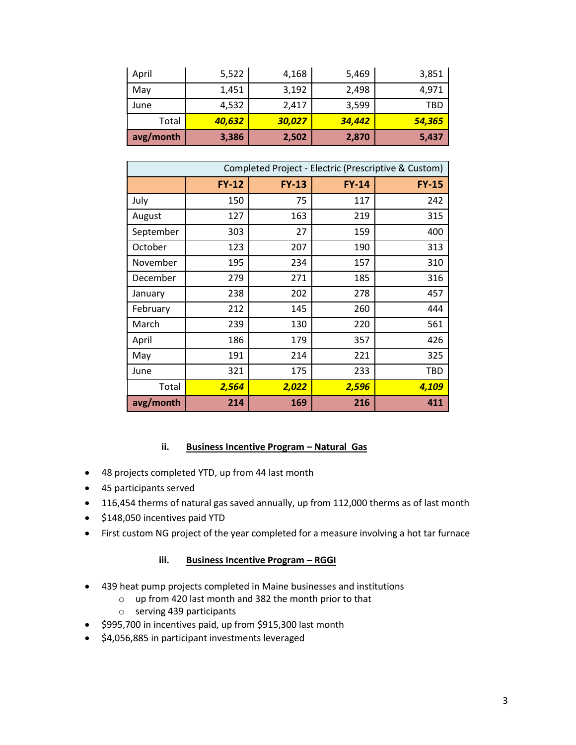| | | | | |
|---|---|---|---|---|
| April | 5,522 | 4,168 | 5,469 | 3,851 |
| May | 1,451 | 3,192 | 2,498 | 4,971 |
| June | 4,532 | 2,417 | 3,599 | TBD |
| Total | ***40,632*** | ***30,027*** | ***34,442*** | ***54,365*** |
| **avg/month** | **3,386** | **2,502** | **2,870** | **5,437** |

| Completed Project - Electric (Prescriptive & Custom) | | | | |
|---|---|---|---|---|
| | **FY-12** | **FY-13** | **FY-14** | **FY-15** |
| July | 150 | 75 | 117 | 242 |
| August | 127 | 163 | 219 | 315 |
| September | 303 | 27 | 159 | 400 |
| October | 123 | 207 | 190 | 313 |
| November | 195 | 234 | 157 | 310 |
| December | 279 | 271 | 185 | 316 |
| January | 238 | 202 | 278 | 457 |
| February | 212 | 145 | 260 | 444 |
| March | 239 | 130 | 220 | 561 |
| April | 186 | 179 | 357 | 426 |
| May | 191 | 214 | 221 | 325 |
| June | 321 | 175 | 233 | TBD |
| Total | ***2,564*** | ***2,022*** | ***2,596*** | ***4,109*** |
| **avg/month** | **214** | **169** | **216** | **411** |

### ii. Business Incentive Program – Natural Gas

- 48 projects completed YTD, up from 44 last month
- 45 participants served
- 116,454 therms of natural gas saved annually, up from 112,000 therms as of last month
- $148,050 incentives paid YTD
- First custom NG project of the year completed for a measure involving a hot tar furnace

### iii. Business Incentive Program – RGGI

- 439 heat pump projects completed in Maine businesses and institutions
  - up from 420 last month and 382 the month prior to that
  - serving 439 participants
- $995,700 in incentives paid, up from $915,300 last month
- $4,056,885 in participant investments leveraged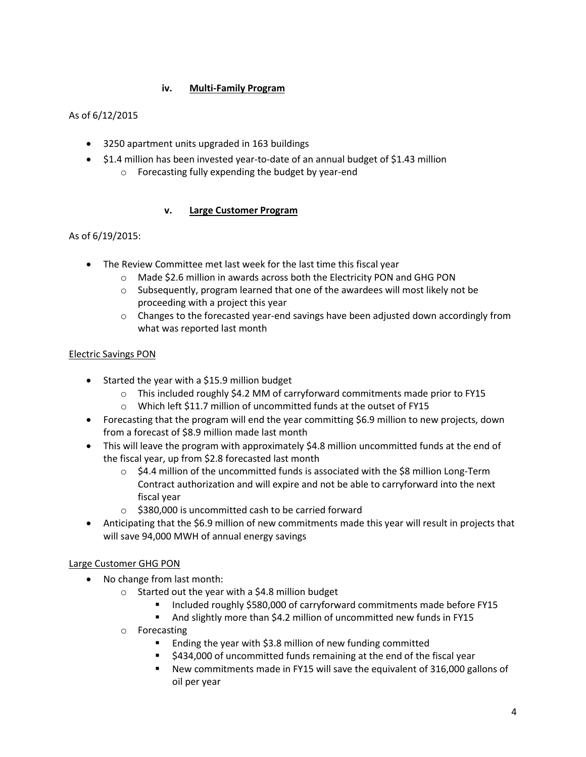#### iv. <u>Multi-Family Program</u>

As of 6/12/2015

- 3250 apartment units upgraded in 163 buildings
- \$1.4 million has been invested year-to-date of an annual budget of \$1.43 million
  - Forecasting fully expending the budget by year-end

#### v. <u>Large Customer Program</u>

As of 6/19/2015:

- The Review Committee met last week for the last time this fiscal year
  - Made \$2.6 million in awards across both the Electricity PON and GHG PON
  - Subsequently, program learned that one of the awardees will most likely not be proceeding with a project this year
  - Changes to the forecasted year-end savings have been adjusted down accordingly from what was reported last month

<u>Electric Savings PON</u>

- Started the year with a \$15.9 million budget
  - This included roughly \$4.2 MM of carryforward commitments made prior to FY15
  - Which left \$11.7 million of uncommitted funds at the outset of FY15
- Forecasting that the program will end the year committing \$6.9 million to new projects, down from a forecast of \$8.9 million made last month
- This will leave the program with approximately \$4.8 million uncommitted funds at the end of the fiscal year, up from \$2.8 forecasted last month
  - \$4.4 million of the uncommitted funds is associated with the \$8 million Long-Term Contract authorization and will expire and not be able to carryforward into the next fiscal year
  - \$380,000 is uncommitted cash to be carried forward
- Anticipating that the \$6.9 million of new commitments made this year will result in projects that will save 94,000 MWH of annual energy savings

<u>Large Customer GHG PON</u>

- No change from last month:
  - Started out the year with a \$4.8 million budget
    - Included roughly \$580,000 of carryforward commitments made before FY15
    - And slightly more than \$4.2 million of uncommitted new funds in FY15
  - Forecasting
    - Ending the year with \$3.8 million of new funding committed
    - \$434,000 of uncommitted funds remaining at the end of the fiscal year
    - New commitments made in FY15 will save the equivalent of 316,000 gallons of oil per year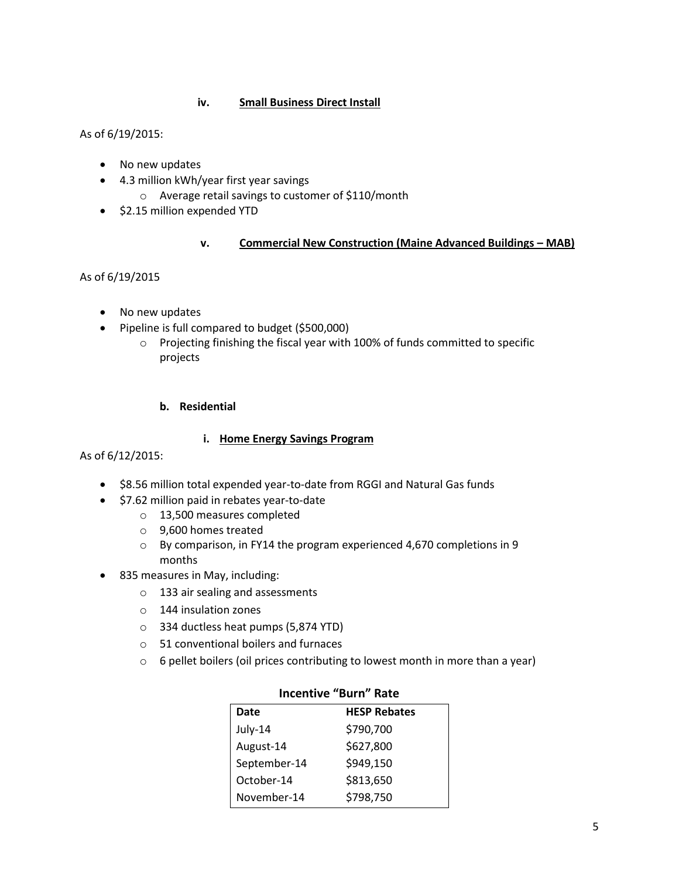#### iv. Small Business Direct Install

As of 6/19/2015:

- No new updates
- 4.3 million kWh/year first year savings
  - Average retail savings to customer of $110/month
- $2.15 million expended YTD

#### v. Commercial New Construction (Maine Advanced Buildings – MAB)

As of 6/19/2015

- No new updates
- Pipeline is full compared to budget ($500,000)
  - Projecting finishing the fiscal year with 100% of funds committed to specific projects

### b. Residential

#### i. Home Energy Savings Program

As of 6/12/2015:

- $8.56 million total expended year-to-date from RGGI and Natural Gas funds
- $7.62 million paid in rebates year-to-date
  - 13,500 measures completed
  - 9,600 homes treated
  - By comparison, in FY14 the program experienced 4,670 completions in 9 months
- 835 measures in May, including:
  - 133 air sealing and assessments
  - 144 insulation zones
  - 334 ductless heat pumps (5,874 YTD)
  - 51 conventional boilers and furnaces
  - 6 pellet boilers (oil prices contributing to lowest month in more than a year)

**Incentive "Burn" Rate**

| Date | HESP Rebates |
|---|---|
| July-14 | $790,700 |
| August-14 | $627,800 |
| September-14 | $949,150 |
| October-14 | $813,650 |
| November-14 | $798,750 |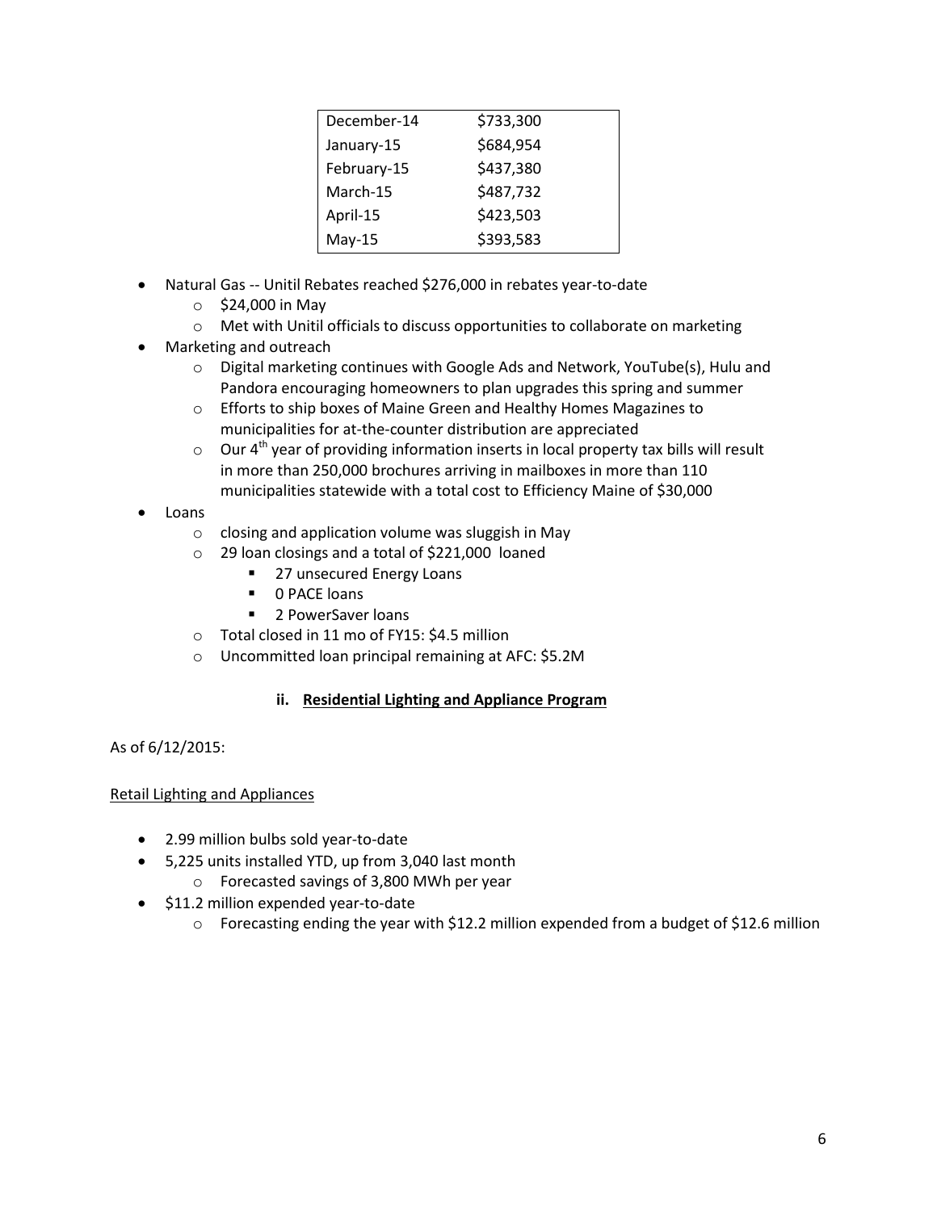| | |
|---|---|
| December-14 | \$733,300 |
| January-15 | \$684,954 |
| February-15 | \$437,380 |
| March-15 | \$487,732 |
| April-15 | \$423,503 |
| May-15 | \$393,583 |

- Natural Gas -- Unitil Rebates reached $276,000 in rebates year-to-date
  - $24,000 in May
  - Met with Unitil officials to discuss opportunities to collaborate on marketing
- Marketing and outreach
  - Digital marketing continues with Google Ads and Network, YouTube(s), Hulu and Pandora encouraging homeowners to plan upgrades this spring and summer
  - Efforts to ship boxes of Maine Green and Healthy Homes Magazines to municipalities for at-the-counter distribution are appreciated
  - Our 4th year of providing information inserts in local property tax bills will result in more than 250,000 brochures arriving in mailboxes in more than 110 municipalities statewide with a total cost to Efficiency Maine of $30,000
- Loans
  - closing and application volume was sluggish in May
  - 29 loan closings and a total of $221,000 loaned
    - 27 unsecured Energy Loans
    - 0 PACE loans
    - 2 PowerSaver loans
  - Total closed in 11 mo of FY15: $4.5 million
  - Uncommitted loan principal remaining at AFC: $5.2M

### ii. <u>Residential Lighting and Appliance Program</u>

As of 6/12/2015:

<u>Retail Lighting and Appliances</u>

- 2.99 million bulbs sold year-to-date
- 5,225 units installed YTD, up from 3,040 last month
  - Forecasted savings of 3,800 MWh per year
- $11.2 million expended year-to-date
  - Forecasting ending the year with $12.2 million expended from a budget of $12.6 million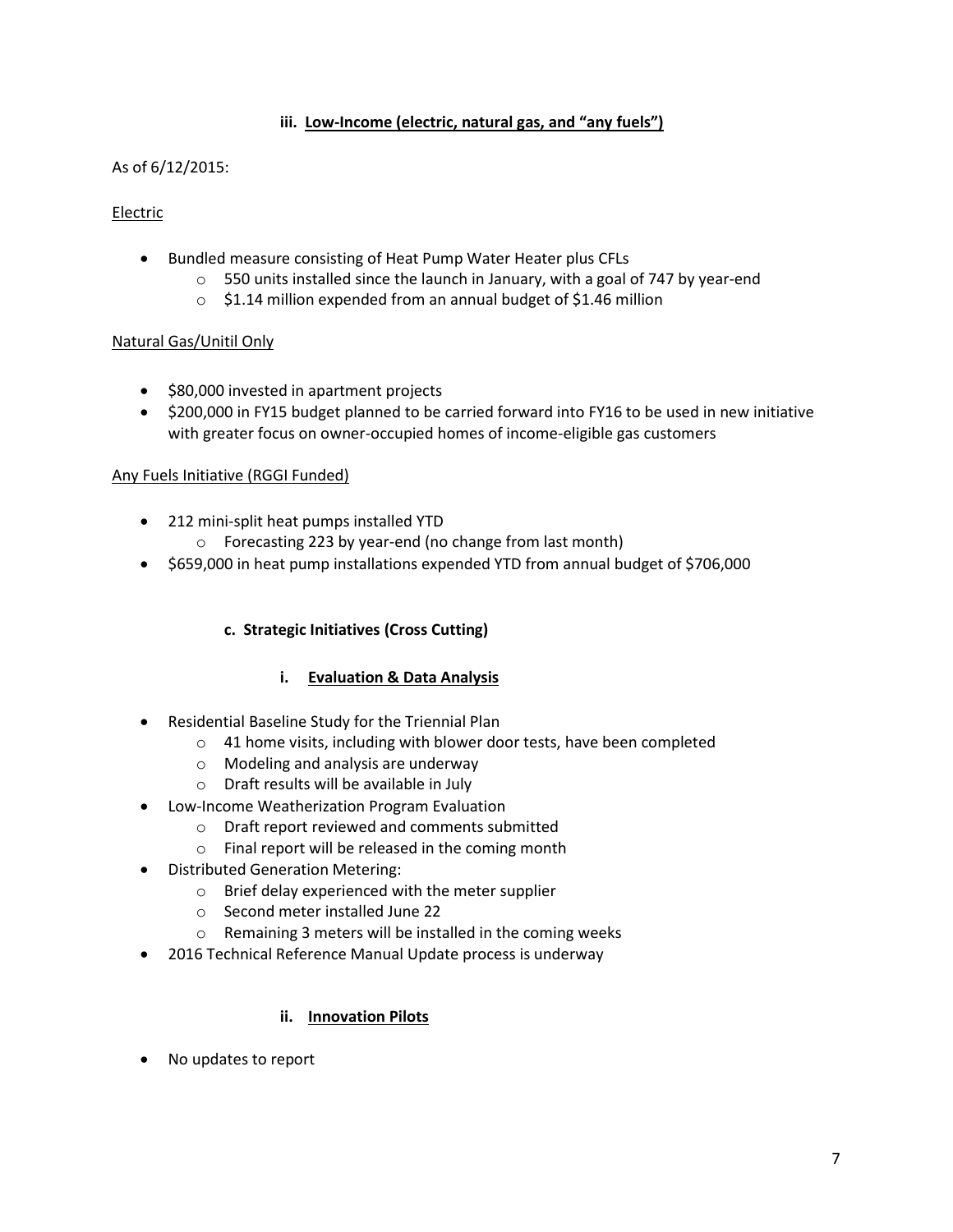### iii. Low-Income (electric, natural gas, and "any fuels")

As of 6/12/2015:

Electric

- Bundled measure consisting of Heat Pump Water Heater plus CFLs
  - 550 units installed since the launch in January, with a goal of 747 by year-end
  - $1.14 million expended from an annual budget of $1.46 million

Natural Gas/Unitil Only

- $80,000 invested in apartment projects
- $200,000 in FY15 budget planned to be carried forward into FY16 to be used in new initiative with greater focus on owner-occupied homes of income-eligible gas customers

Any Fuels Initiative (RGGI Funded)

- 212 mini-split heat pumps installed YTD
  - Forecasting 223 by year-end (no change from last month)
- $659,000 in heat pump installations expended YTD from annual budget of $706,000

## c. Strategic Initiatives (Cross Cutting)

### i. Evaluation & Data Analysis

- Residential Baseline Study for the Triennial Plan
  - 41 home visits, including with blower door tests, have been completed
  - Modeling and analysis are underway
  - Draft results will be available in July
- Low-Income Weatherization Program Evaluation
  - Draft report reviewed and comments submitted
  - Final report will be released in the coming month
- Distributed Generation Metering:
  - Brief delay experienced with the meter supplier
  - Second meter installed June 22
  - Remaining 3 meters will be installed in the coming weeks
- 2016 Technical Reference Manual Update process is underway

### ii. Innovation Pilots

- No updates to report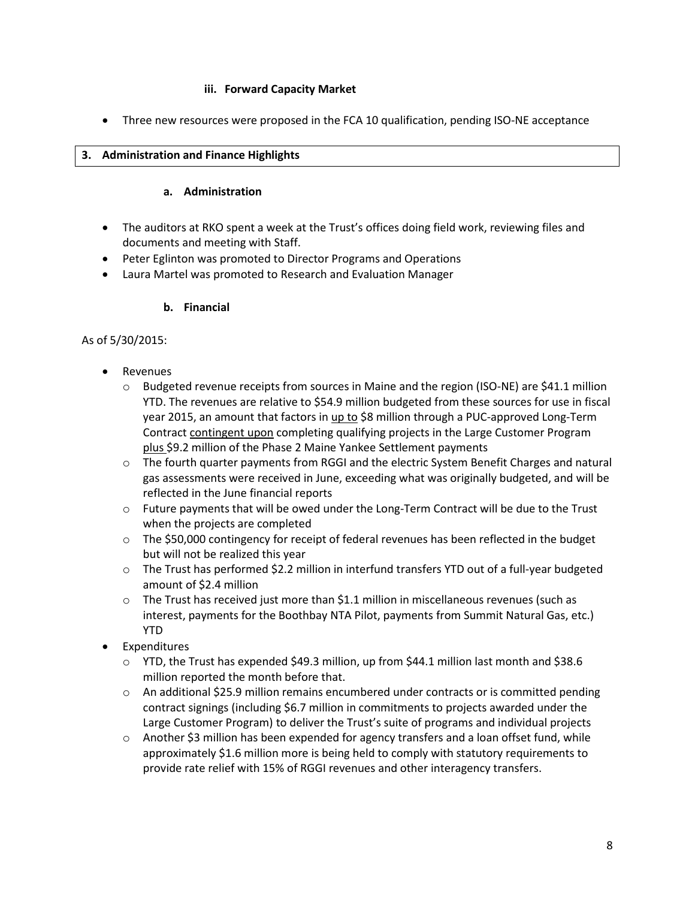#### iii. Forward Capacity Market

- Three new resources were proposed in the FCA 10 qualification, pending ISO-NE acceptance

## 3. Administration and Finance Highlights

### a. Administration

- The auditors at RKO spent a week at the Trust's offices doing field work, reviewing files and documents and meeting with Staff.
- Peter Eglinton was promoted to Director Programs and Operations
- Laura Martel was promoted to Research and Evaluation Manager

### b. Financial

As of 5/30/2015:

- Revenues
  - Budgeted revenue receipts from sources in Maine and the region (ISO-NE) are $41.1 million YTD. The revenues are relative to $54.9 million budgeted from these sources for use in fiscal year 2015, an amount that factors in <u>up to</u> $8 million through a PUC-approved Long-Term Contract <u>contingent upon</u> completing qualifying projects in the Large Customer Program <u>plus</u> $9.2 million of the Phase 2 Maine Yankee Settlement payments
  - The fourth quarter payments from RGGI and the electric System Benefit Charges and natural gas assessments were received in June, exceeding what was originally budgeted, and will be reflected in the June financial reports
  - Future payments that will be owed under the Long-Term Contract will be due to the Trust when the projects are completed
  - The $50,000 contingency for receipt of federal revenues has been reflected in the budget but will not be realized this year
  - The Trust has performed $2.2 million in interfund transfers YTD out of a full-year budgeted amount of $2.4 million
  - The Trust has received just more than $1.1 million in miscellaneous revenues (such as interest, payments for the Boothbay NTA Pilot, payments from Summit Natural Gas, etc.) YTD
- Expenditures
  - YTD, the Trust has expended $49.3 million, up from $44.1 million last month and $38.6 million reported the month before that.
  - An additional $25.9 million remains encumbered under contracts or is committed pending contract signings (including $6.7 million in commitments to projects awarded under the Large Customer Program) to deliver the Trust's suite of programs and individual projects
  - Another $3 million has been expended for agency transfers and a loan offset fund, while approximately $1.6 million more is being held to comply with statutory requirements to provide rate relief with 15% of RGGI revenues and other interagency transfers.